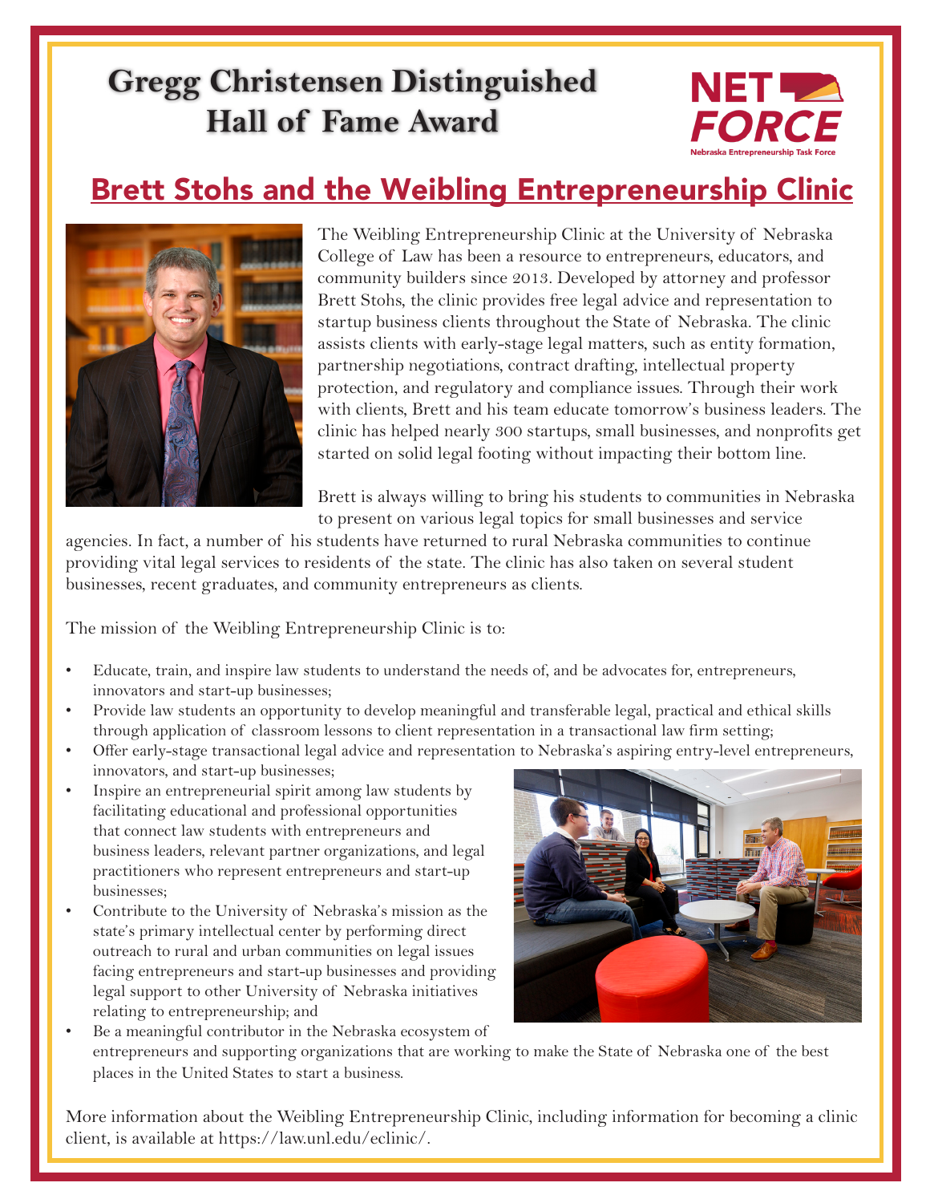# Gregg Christensen Distinguished Hall of Fame Award

NET FORCE
Nebraska Entrepreneurship Task Force

## Brett Stohs and the Weibling Entrepreneurship Clinic

The Weibling Entrepreneurship Clinic at the University of Nebraska College of Law has been a resource to entrepreneurs, educators, and community builders since 2013. Developed by attorney and professor Brett Stohs, the clinic provides free legal advice and representation to startup business clients throughout the State of Nebraska. The clinic assists clients with early-stage legal matters, such as entity formation, partnership negotiations, contract drafting, intellectual property protection, and regulatory and compliance issues. Through their work with clients, Brett and his team educate tomorrow's business leaders. The clinic has helped nearly 300 startups, small businesses, and nonprofits get started on solid legal footing without impacting their bottom line.

Brett is always willing to bring his students to communities in Nebraska to present on various legal topics for small businesses and service agencies. In fact, a number of his students have returned to rural Nebraska communities to continue providing vital legal services to residents of the state. The clinic has also taken on several student businesses, recent graduates, and community entrepreneurs as clients.

The mission of the Weibling Entrepreneurship Clinic is to:

- Educate, train, and inspire law students to understand the needs of, and be advocates for, entrepreneurs, innovators and start-up businesses;
- Provide law students an opportunity to develop meaningful and transferable legal, practical and ethical skills through application of classroom lessons to client representation in a transactional law firm setting;
- Offer early-stage transactional legal advice and representation to Nebraska's aspiring entry-level entrepreneurs, innovators, and start-up businesses;
- Inspire an entrepreneurial spirit among law students by facilitating educational and professional opportunities that connect law students with entrepreneurs and business leaders, relevant partner organizations, and legal practitioners who represent entrepreneurs and start-up businesses;
- Contribute to the University of Nebraska's mission as the state's primary intellectual center by performing direct outreach to rural and urban communities on legal issues facing entrepreneurs and start-up businesses and providing legal support to other University of Nebraska initiatives relating to entrepreneurship; and
- Be a meaningful contributor in the Nebraska ecosystem of entrepreneurs and supporting organizations that are working to make the State of Nebraska one of the best places in the United States to start a business.

More information about the Weibling Entrepreneurship Clinic, including information for becoming a clinic client, is available at https://law.unl.edu/eclinic/.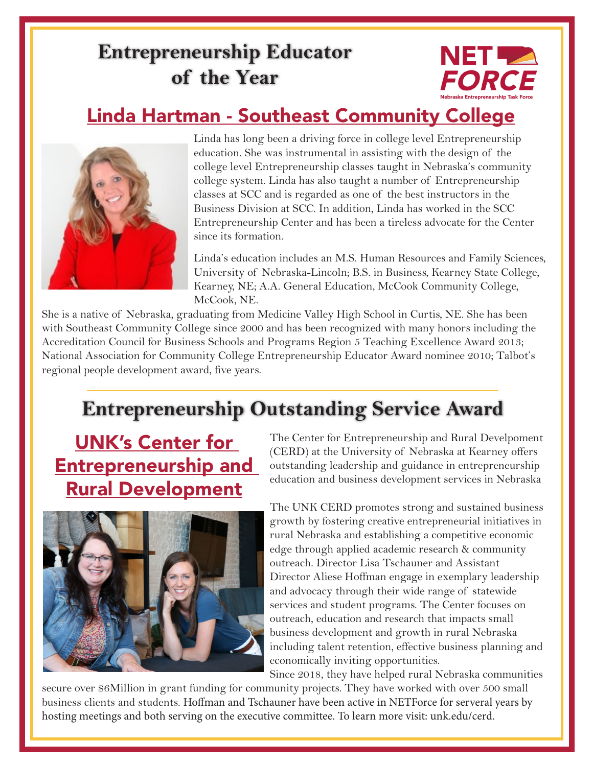# Entrepreneurship Educator of the Year

NET FORCE
Nebraska Entrepreneurship Task Force

## Linda Hartman - Southeast Community College

Linda has long been a driving force in college level Entrepreneurship education. She was instrumental in assisting with the design of the college level Entrepreneurship classes taught in Nebraska's community college system. Linda has also taught a number of Entrepreneurship classes at SCC and is regarded as one of the best instructors in the Business Division at SCC. In addition, Linda has worked in the SCC Entrepreneurship Center and has been a tireless advocate for the Center since its formation.

Linda's education includes an M.S. Human Resources and Family Sciences, University of Nebraska-Lincoln; B.S. in Business, Kearney State College, Kearney, NE; A.A. General Education, McCook Community College, McCook, NE.

She is a native of Nebraska, graduating from Medicine Valley High School in Curtis, NE. She has been with Southeast Community College since 2000 and has been recognized with many honors including the Accreditation Council for Business Schools and Programs Region 5 Teaching Excellence Award 2013; National Association for Community College Entrepreneurship Educator Award nominee 2010; Talbot's regional people development award, five years.

# Entrepreneurship Outstanding Service Award

## UNK's Center for Entrepreneurship and Rural Development

The Center for Entrepreneurship and Rural Develpoment (CERD) at the University of Nebraska at Kearney offers outstanding leadership and guidance in entrepreneurship education and business development services in Nebraska

The UNK CERD promotes strong and sustained business growth by fostering creative entrepreneurial initiatives in rural Nebraska and establishing a competitive economic edge through applied academic research & community outreach. Director Lisa Tschauner and Assistant Director Aliese Hoffman engage in exemplary leadership and advocacy through their wide range of statewide services and student programs. The Center focuses on outreach, education and research that impacts small business development and growth in rural Nebraska including talent retention, effective business planning and economically inviting opportunities.
Since 2018, they have helped rural Nebraska communities secure over $6Million in grant funding for community projects. They have worked with over 500 small business clients and students. Hoffman and Tschauner have been active in NETForce for serveral years by hosting meetings and both serving on the executive committee. To learn more visit: unk.edu/cerd.